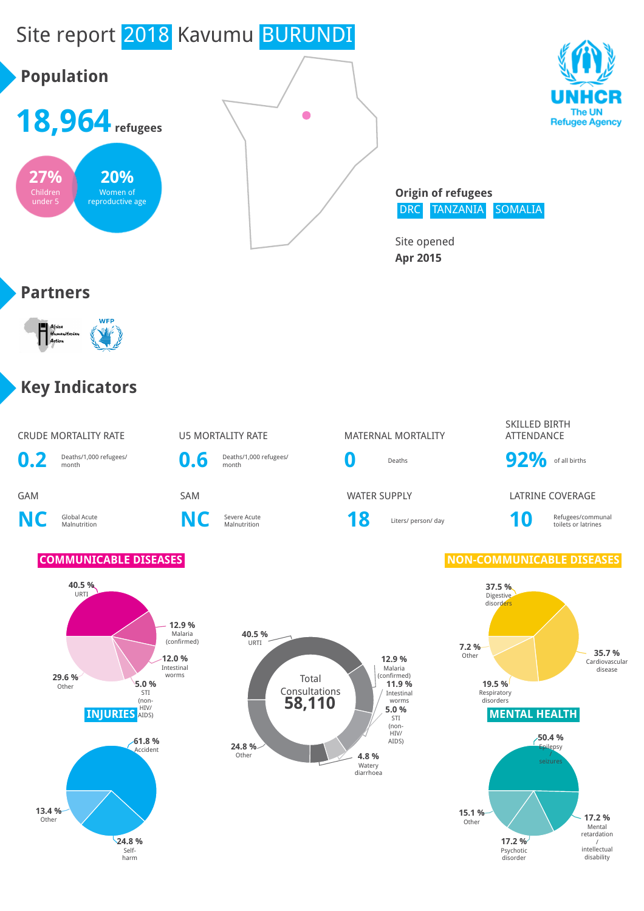# Site report 2018 Kavumu BURUNDI

## Population

**18,964** refugees

**27%** Children under 5

**20%** Women of reproductive age

**Origin of refugees**
DRC TANZANIA SOMALIA

Site opened
**Apr 2015**

## Partners

## Key Indicators

| CRUDE MORTALITY RATE | U5 MORTALITY RATE | MATERNAL MORTALITY | SKILLED BIRTH ATTENDANCE |
|---|---|---|---|
| **0.2** Deaths/1,000 refugees/ month | **0.6** Deaths/1,000 refugees/ month | **0** Deaths | **92%** of all births |

| GAM | SAM | WATER SUPPLY | LATRINE COVERAGE |
|---|---|---|---|
| **NC** Global Acute Malnutrition | **NC** Severe Acute Malnutrition | **18** Liters/ person/ day | **10** Refugees/communal toilets or latrines |

### COMMUNICABLE DISEASES

- 40.5 % URTI
- 12.9 % Malaria (confirmed)
- 12.0 % Intestinal worms
- 5.0 % STI (non-HIV/ AIDS)
- 29.6 % Other

### Total Consultations 58,110

- 40.5 % URTI
- 12.9 % Malaria (confirmed)
- 11.9 % Intestinal worms
- 5.0 % STI (non-HIV/ AIDS)
- 4.8 % Watery diarrhoea
- 24.8 % Other

### NON-COMMUNICABLE DISEASES

- 37.5 % Digestive disorders
- 35.7 % Cardiovascular disease
- 19.5 % Respiratory disorders
- 7.2 % Other

### INJURIES

- 61.8 % Accident
- 24.8 % Self-harm
- 13.4 % Other

### MENTAL HEALTH

- 50.4 % Epilepsy / seizures
- 17.2 % Mental retardation / intellectual disability
- 17.2 % Psychotic disorder
- 15.1 % Other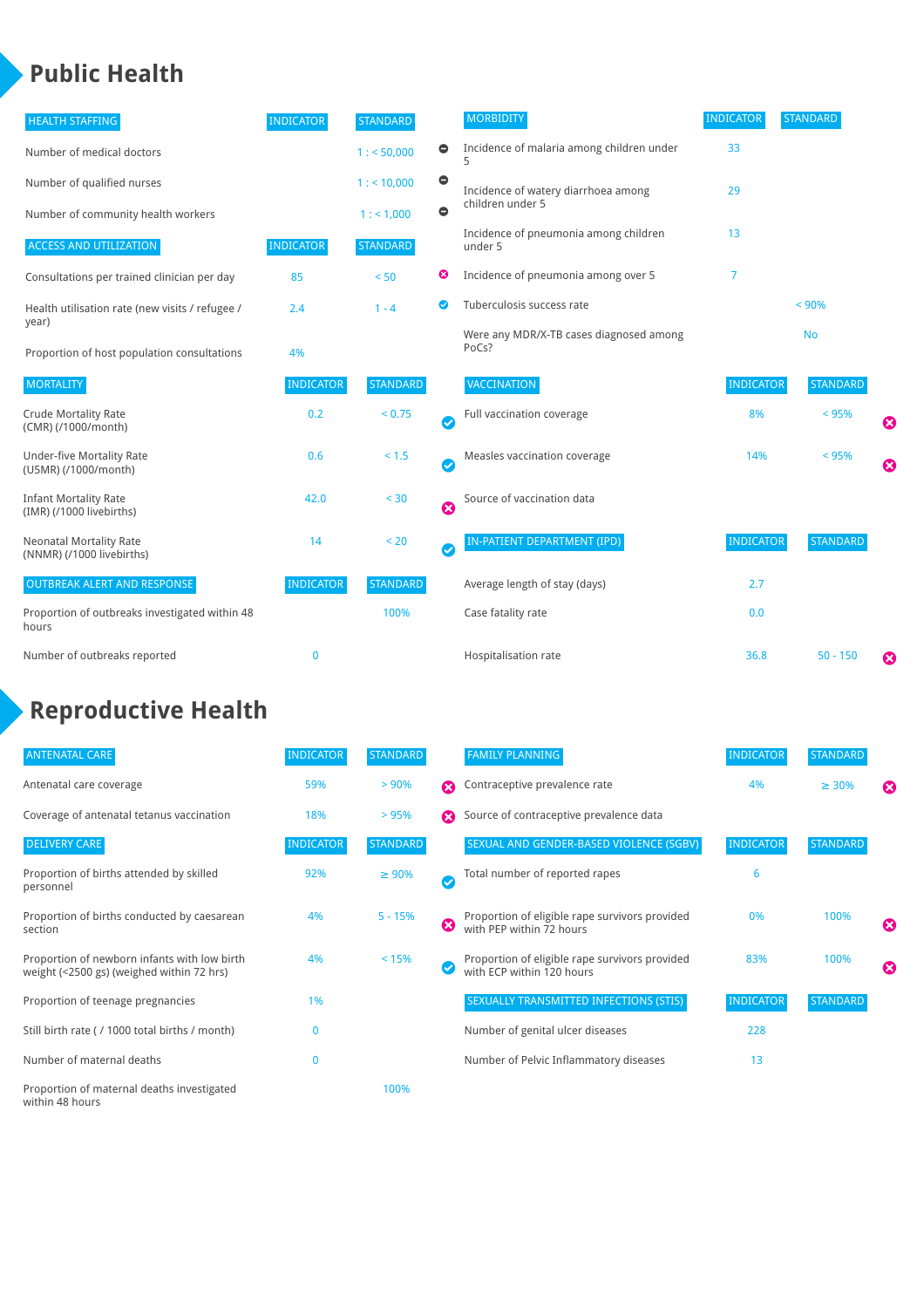# Public Health

| HEALTH STAFFING | INDICATOR | STANDARD |
|---|---|---|
| Number of medical doctors | | 1 : < 50,000 |
| Number of qualified nurses | | 1 : < 10,000 |
| Number of community health workers | | 1 : < 1,000 |

| ACCESS AND UTILIZATION | INDICATOR | STANDARD |
|---|---|---|
| Consultations per trained clinician per day | 85 | < 50 |
| Health utilisation rate (new visits / refugee / year) | 2.4 | 1 - 4 |
| Proportion of host population consultations | 4% | |

| MORTALITY | INDICATOR | STANDARD |
|---|---|---|
| Crude Mortality Rate (CMR) (/1000/month) | 0.2 | < 0.75 |
| Under-five Mortality Rate (U5MR) (/1000/month) | 0.6 | < 1.5 |
| Infant Mortality Rate (IMR) (/1000 livebirths) | 42.0 | < 30 |
| Neonatal Mortality Rate (NNMR) (/1000 livebirths) | 14 | < 20 |

| OUTBREAK ALERT AND RESPONSE | INDICATOR | STANDARD |
|---|---|---|
| Proportion of outbreaks investigated within 48 hours | | 100% |
| Number of outbreaks reported | 0 | |

| MORBIDITY | INDICATOR | STANDARD |
|---|---|---|
| Incidence of malaria among children under 5 | 33 | |
| Incidence of watery diarrhoea among children under 5 | 29 | |
| Incidence of pneumonia among children under 5 | 13 | |
| Incidence of pneumonia among over 5 | 7 | |
| Tuberculosis success rate | | < 90% |
| Were any MDR/X-TB cases diagnosed among PoCs? | | No |

| VACCINATION | INDICATOR | STANDARD |
|---|---|---|
| Full vaccination coverage | 8% | < 95% |
| Measles vaccination coverage | 14% | < 95% |
| Source of vaccination data | | |

| IN-PATIENT DEPARTMENT (IPD) | INDICATOR | STANDARD |
|---|---|---|
| Average length of stay (days) | 2.7 | |
| Case fatality rate | 0.0 | |
| Hospitalisation rate | 36.8 | 50 - 150 |

# Reproductive Health

| ANTENATAL CARE | INDICATOR | STANDARD |
|---|---|---|
| Antenatal care coverage | 59% | > 90% |
| Coverage of antenatal tetanus vaccination | 18% | > 95% |

| DELIVERY CARE | INDICATOR | STANDARD |
|---|---|---|
| Proportion of births attended by skilled personnel | 92% | ≥ 90% |
| Proportion of births conducted by caesarean section | 4% | 5 - 15% |
| Proportion of newborn infants with low birth weight (<2500 gs) (weighed within 72 hrs) | 4% | < 15% |
| Proportion of teenage pregnancies | 1% | |
| Still birth rate ( / 1000 total births / month) | 0 | |
| Number of maternal deaths | 0 | |
| Proportion of maternal deaths investigated within 48 hours | | 100% |

| FAMILY PLANNING | INDICATOR | STANDARD |
|---|---|---|
| Contraceptive prevalence rate | 4% | ≥ 30% |
| Source of contraceptive prevalence data | | |

| SEXUAL AND GENDER-BASED VIOLENCE (SGBV) | INDICATOR | STANDARD |
|---|---|---|
| Total number of reported rapes | 6 | |
| Proportion of eligible rape survivors provided with PEP within 72 hours | 0% | 100% |
| Proportion of eligible rape survivors provided with ECP within 120 hours | 83% | 100% |

| SEXUALLY TRANSMITTED INFECTIONS (STIS) | INDICATOR | STANDARD |
|---|---|---|
| Number of genital ulcer diseases | 228 | |
| Number of Pelvic Inflammatory diseases | 13 | |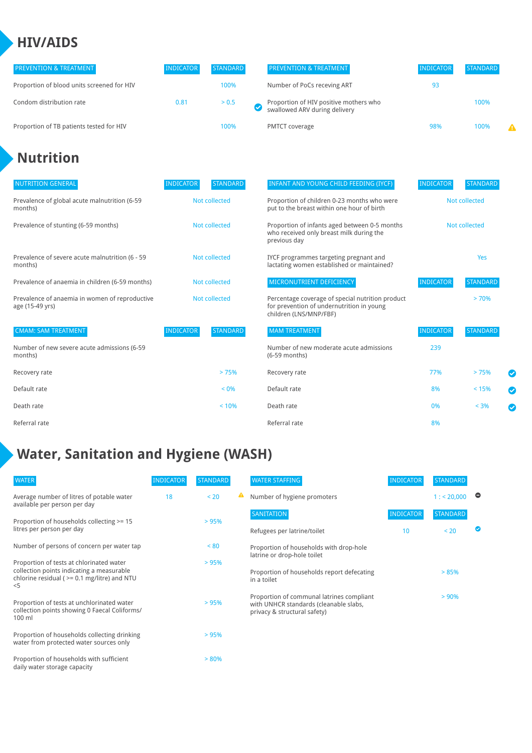## HIV/AIDS

| PREVENTION & TREATMENT | INDICATOR | STANDARD |
|---|---|---|
| Proportion of blood units screened for HIV | | 100% |
| Condom distribution rate | 0.81 | > 0.5 |
| Proportion of TB patients tested for HIV | | 100% |

| PREVENTION & TREATMENT | INDICATOR | STANDARD |
|---|---|---|
| Number of PoCs receving ART | 93 | |
| Proportion of HIV positive mothers who swallowed ARV during delivery | | 100% |
| PMTCT coverage | 98% | 100% |

## Nutrition

| NUTRITION GENERAL | INDICATOR | STANDARD |
|---|---|---|
| Prevalence of global acute malnutrition (6-59 months) | Not collected | |
| Prevalence of stunting (6-59 months) | Not collected | |
| Prevalence of severe acute malnutrition (6 - 59 months) | Not collected | |
| Prevalence of anaemia in children (6-59 months) | Not collected | |
| Prevalence of anaemia in women of reproductive age (15-49 yrs) | Not collected | |

| INFANT AND YOUNG CHILD FEEDING (IYCF) | INDICATOR | STANDARD |
|---|---|---|
| Proportion of children 0-23 months who were put to the breast within one hour of birth | Not collected | |
| Proportion of infants aged between 0-5 months who received only breast milk during the previous day | Not collected | |
| IYCF programmes targeting pregnant and lactating women established or maintained? | | Yes |

| MICRONUTRIENT DEFICIENCY | INDICATOR | STANDARD |
|---|---|---|
| Percentage coverage of special nutrition product for prevention of undernutrition in young children (LNS/MNP/FBF) | | > 70% |

| CMAM: SAM TREATMENT | INDICATOR | STANDARD |
|---|---|---|
| Number of new severe acute admissions (6-59 months) | | |
| Recovery rate | | > 75% |
| Default rate | | < 0% |
| Death rate | | < 10% |
| Referral rate | | |

| MAM TREATMENT | INDICATOR | STANDARD |
|---|---|---|
| Number of new moderate acute admissions (6-59 months) | 239 | |
| Recovery rate | 77% | > 75% |
| Default rate | 8% | < 15% |
| Death rate | 0% | < 3% |
| Referral rate | 8% | |

## Water, Sanitation and Hygiene (WASH)

| WATER | INDICATOR | STANDARD |
|---|---|---|
| Average number of litres of potable water available per person per day | 18 | < 20 |
| Proportion of households collecting >= 15 litres per person per day | | > 95% |
| Number of persons of concern per water tap | | < 80 |
| Proportion of tests at chlorinated water collection points indicating a measurable chlorine residual ( >= 0.1 mg/litre) and NTU <5 | | > 95% |
| Proportion of tests at unchlorinated water collection points showing 0 Faecal Coliforms/ 100 ml | | > 95% |
| Proportion of households collecting drinking water from protected water sources only | | > 95% |
| Proportion of households with sufficient daily water storage capacity | | > 80% |

| WATER STAFFING | INDICATOR | STANDARD |
|---|---|---|
| Number of hygiene promoters | | 1 : < 20,000 |

| SANITATION | INDICATOR | STANDARD |
|---|---|---|
| Refugees per latrine/toilet | 10 | < 20 |
| Proportion of households with drop-hole latrine or drop-hole toilet | | |
| Proportion of households report defecating in a toilet | | > 85% |
| Proportion of communal latrines compliant with UNHCR standards (cleanable slabs, privacy & structural safety) | | > 90% |